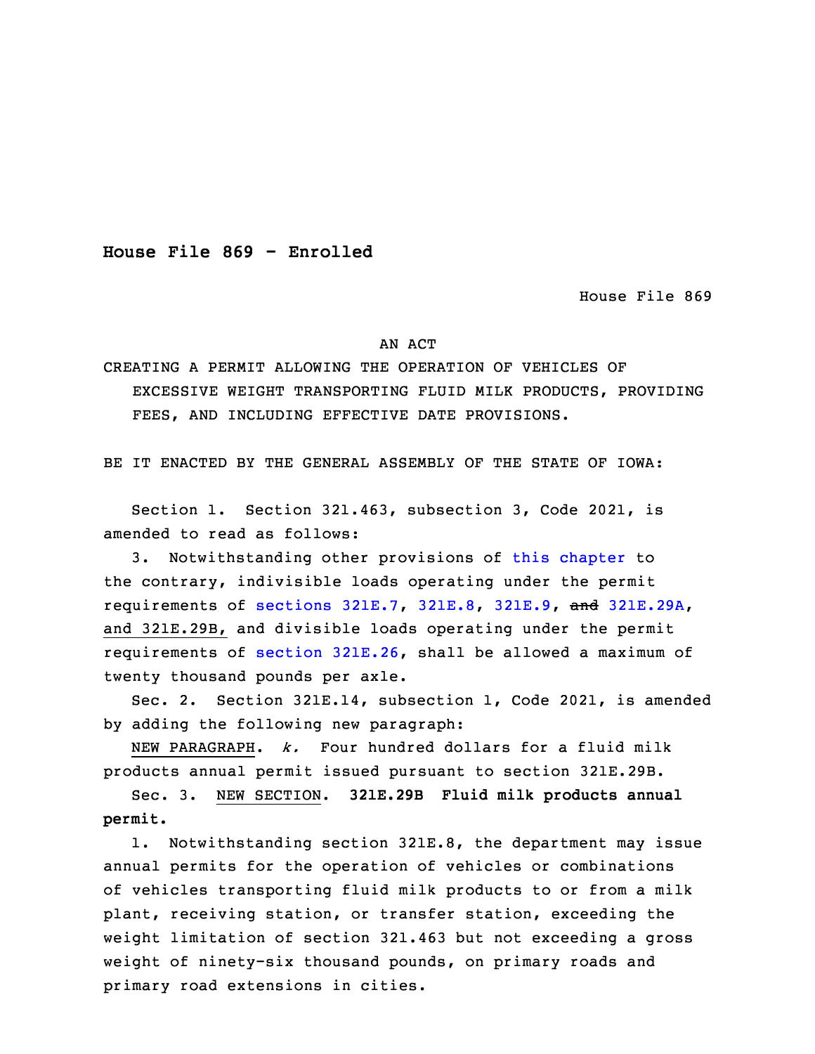**House File 869 - Enrolled**

House File 869

AN ACT

CREATING A PERMIT ALLOWING THE OPERATION OF VEHICLES OF EXCESSIVE WEIGHT TRANSPORTING FLUID MILK PRODUCTS, PROVIDING FEES, AND INCLUDING EFFECTIVE DATE PROVISIONS.

BE IT ENACTED BY THE GENERAL ASSEMBLY OF THE STATE OF IOWA:

Section 1. Section 321.463, subsection 3, Code 2021, is amended to read as follows:

3. Notwithstanding other provisions of this chapter to the contrary, indivisible loads operating under the permit requirements of sections 321E.7, 321E.8, 321E.9, ~~and~~ 321E.29A, and 321E.29B, and divisible loads operating under the permit requirements of section 321E.26, shall be allowed a maximum of twenty thousand pounds per axle.

Sec. 2. Section 321E.14, subsection 1, Code 2021, is amended by adding the following new paragraph:

NEW PARAGRAPH. *k.* Four hundred dollars for a fluid milk products annual permit issued pursuant to section 321E.29B.

Sec. 3. NEW SECTION. **321E.29B Fluid milk products annual permit.**

1. Notwithstanding section 321E.8, the department may issue annual permits for the operation of vehicles or combinations of vehicles transporting fluid milk products to or from a milk plant, receiving station, or transfer station, exceeding the weight limitation of section 321.463 but not exceeding a gross weight of ninety-six thousand pounds, on primary roads and primary road extensions in cities.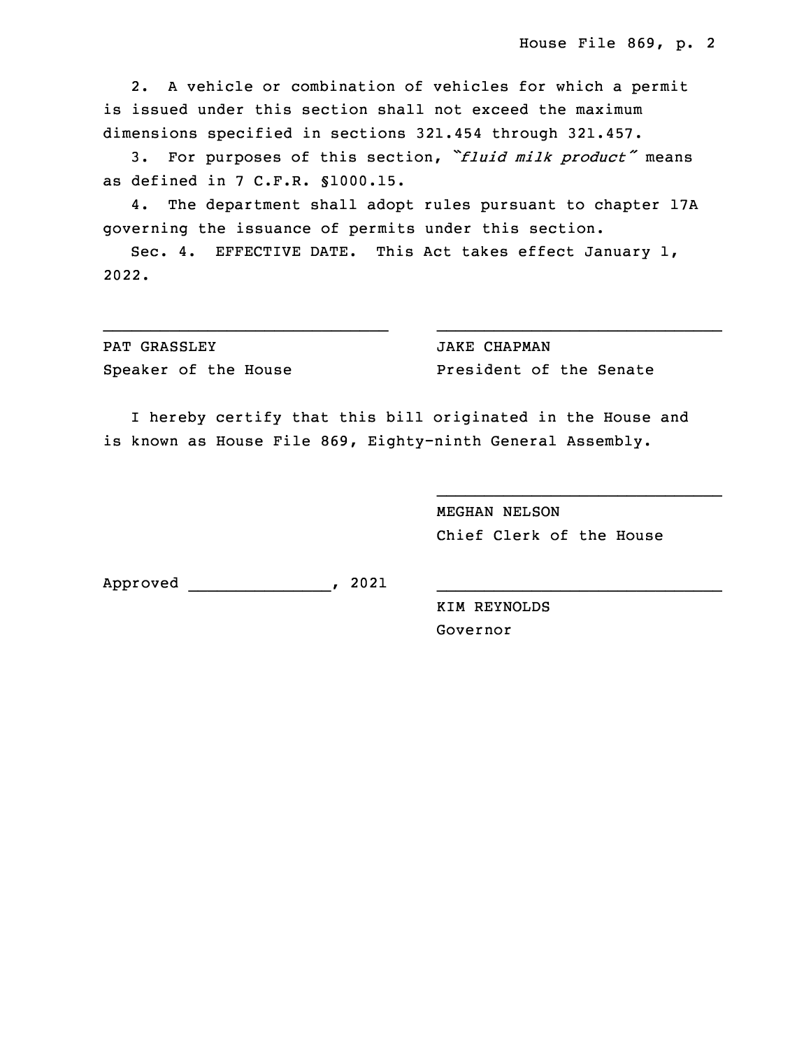2. A vehicle or combination of vehicles for which a permit is issued under this section shall not exceed the maximum dimensions specified in sections 321.454 through 321.457.

3. For purposes of this section, "*fluid milk product*" means as defined in 7 C.F.R. §1000.15.

4. The department shall adopt rules pursuant to chapter 17A governing the issuance of permits under this section.

Sec. 4. EFFECTIVE DATE. This Act takes effect January 1, 2022.

\_\_\_\_\_\_\_\_\_\_\_\_\_\_\_\_\_\_\_\_\_\_\_\_\_\_\_\_\_\_

PAT GRASSLEY
Speaker of the House

\_\_\_\_\_\_\_\_\_\_\_\_\_\_\_\_\_\_\_\_\_\_\_\_\_\_\_\_\_\_

JAKE CHAPMAN
President of the Senate

I hereby certify that this bill originated in the House and is known as House File 869, Eighty-ninth General Assembly.

\_\_\_\_\_\_\_\_\_\_\_\_\_\_\_\_\_\_\_\_\_\_\_\_\_\_\_\_\_\_

MEGHAN NELSON
Chief Clerk of the House

Approved \_\_\_\_\_\_\_\_\_\_\_\_\_\_, 2021

\_\_\_\_\_\_\_\_\_\_\_\_\_\_\_\_\_\_\_\_\_\_\_\_\_\_\_\_\_\_

KIM REYNOLDS
Governor